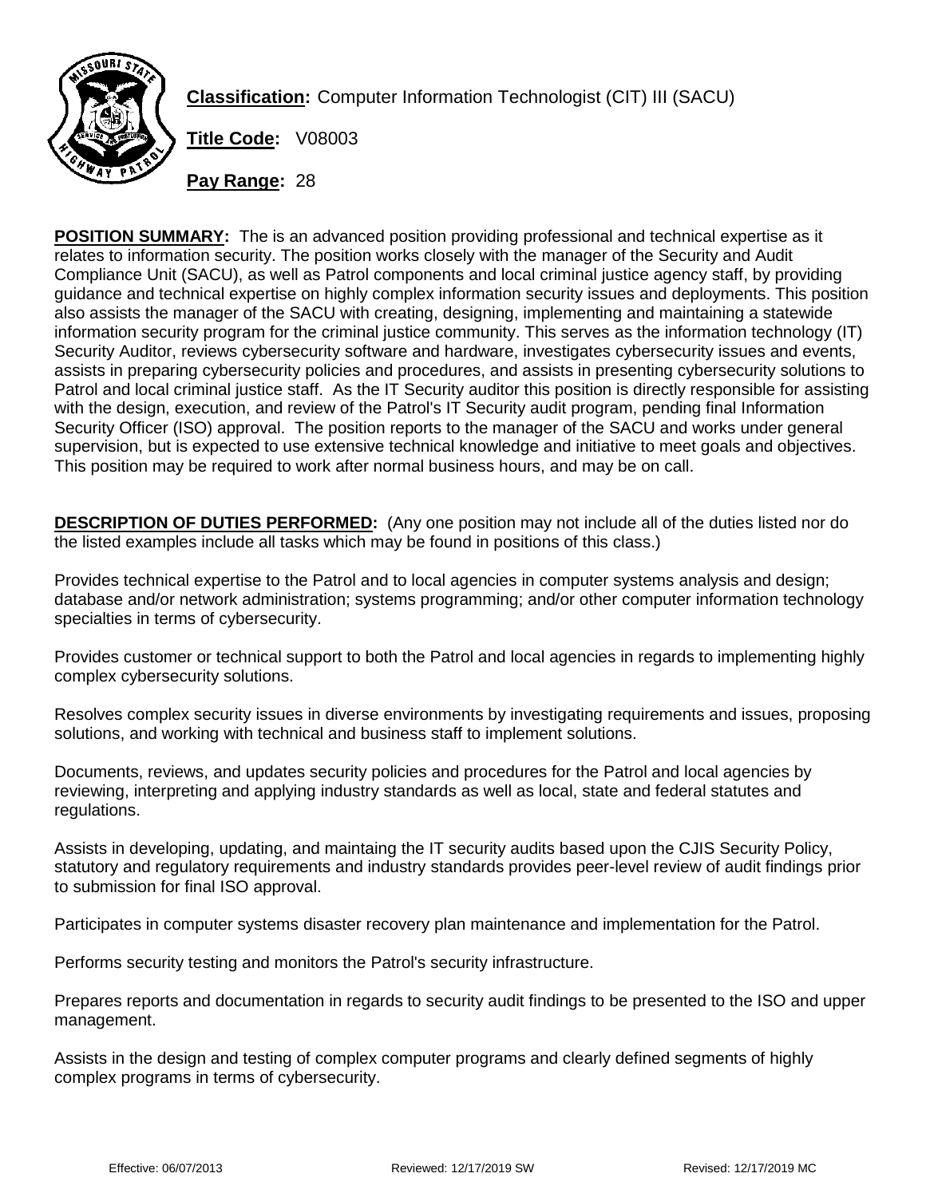**Classification:** Computer Information Technologist (CIT) III (SACU)

**Title Code:** V08003

**Pay Range:** 28

**POSITION SUMMARY:** The is an advanced position providing professional and technical expertise as it relates to information security. The position works closely with the manager of the Security and Audit Compliance Unit (SACU), as well as Patrol components and local criminal justice agency staff, by providing guidance and technical expertise on highly complex information security issues and deployments. This position also assists the manager of the SACU with creating, designing, implementing and maintaining a statewide information security program for the criminal justice community. This serves as the information technology (IT) Security Auditor, reviews cybersecurity software and hardware, investigates cybersecurity issues and events, assists in preparing cybersecurity policies and procedures, and assists in presenting cybersecurity solutions to Patrol and local criminal justice staff. As the IT Security auditor this position is directly responsible for assisting with the design, execution, and review of the Patrol's IT Security audit program, pending final Information Security Officer (ISO) approval. The position reports to the manager of the SACU and works under general supervision, but is expected to use extensive technical knowledge and initiative to meet goals and objectives. This position may be required to work after normal business hours, and may be on call.

**DESCRIPTION OF DUTIES PERFORMED:** (Any one position may not include all of the duties listed nor do the listed examples include all tasks which may be found in positions of this class.)

Provides technical expertise to the Patrol and to local agencies in computer systems analysis and design; database and/or network administration; systems programming; and/or other computer information technology specialties in terms of cybersecurity.

Provides customer or technical support to both the Patrol and local agencies in regards to implementing highly complex cybersecurity solutions.

Resolves complex security issues in diverse environments by investigating requirements and issues, proposing solutions, and working with technical and business staff to implement solutions.

Documents, reviews, and updates security policies and procedures for the Patrol and local agencies by reviewing, interpreting and applying industry standards as well as local, state and federal statutes and regulations.

Assists in developing, updating, and maintaing the IT security audits based upon the CJIS Security Policy, statutory and regulatory requirements and industry standards provides peer-level review of audit findings prior to submission for final ISO approval.

Participates in computer systems disaster recovery plan maintenance and implementation for the Patrol.

Performs security testing and monitors the Patrol's security infrastructure.

Prepares reports and documentation in regards to security audit findings to be presented to the ISO and upper management.

Assists in the design and testing of complex computer programs and clearly defined segments of highly complex programs in terms of cybersecurity.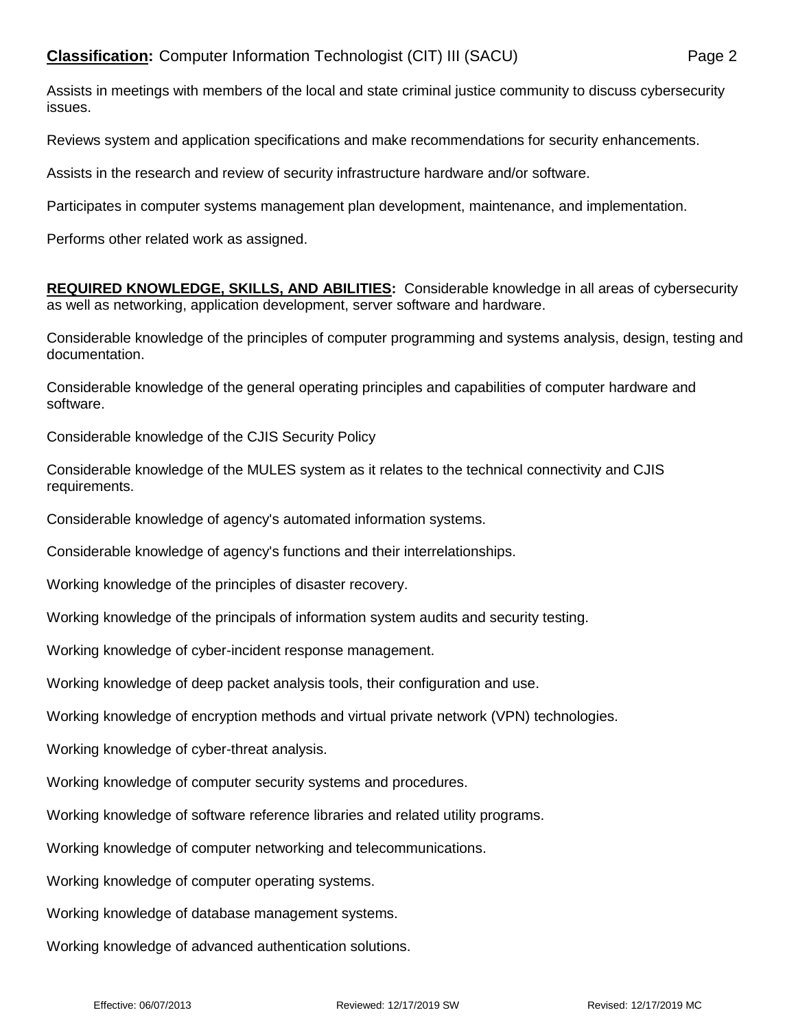Assists in meetings with members of the local and state criminal justice community to discuss cybersecurity issues.

Reviews system and application specifications and make recommendations for security enhancements.

Assists in the research and review of security infrastructure hardware and/or software.

Participates in computer systems management plan development, maintenance, and implementation.

Performs other related work as assigned.

**REQUIRED KNOWLEDGE, SKILLS, AND ABILITIES:** Considerable knowledge in all areas of cybersecurity as well as networking, application development, server software and hardware.

Considerable knowledge of the principles of computer programming and systems analysis, design, testing and documentation.

Considerable knowledge of the general operating principles and capabilities of computer hardware and software.

Considerable knowledge of the CJIS Security Policy

Considerable knowledge of the MULES system as it relates to the technical connectivity and CJIS requirements.

Considerable knowledge of agency's automated information systems.

Considerable knowledge of agency's functions and their interrelationships.

Working knowledge of the principles of disaster recovery.

Working knowledge of the principals of information system audits and security testing.

Working knowledge of cyber-incident response management.

Working knowledge of deep packet analysis tools, their configuration and use.

Working knowledge of encryption methods and virtual private network (VPN) technologies.

Working knowledge of cyber-threat analysis.

Working knowledge of computer security systems and procedures.

Working knowledge of software reference libraries and related utility programs.

Working knowledge of computer networking and telecommunications.

Working knowledge of computer operating systems.

Working knowledge of database management systems.

Working knowledge of advanced authentication solutions.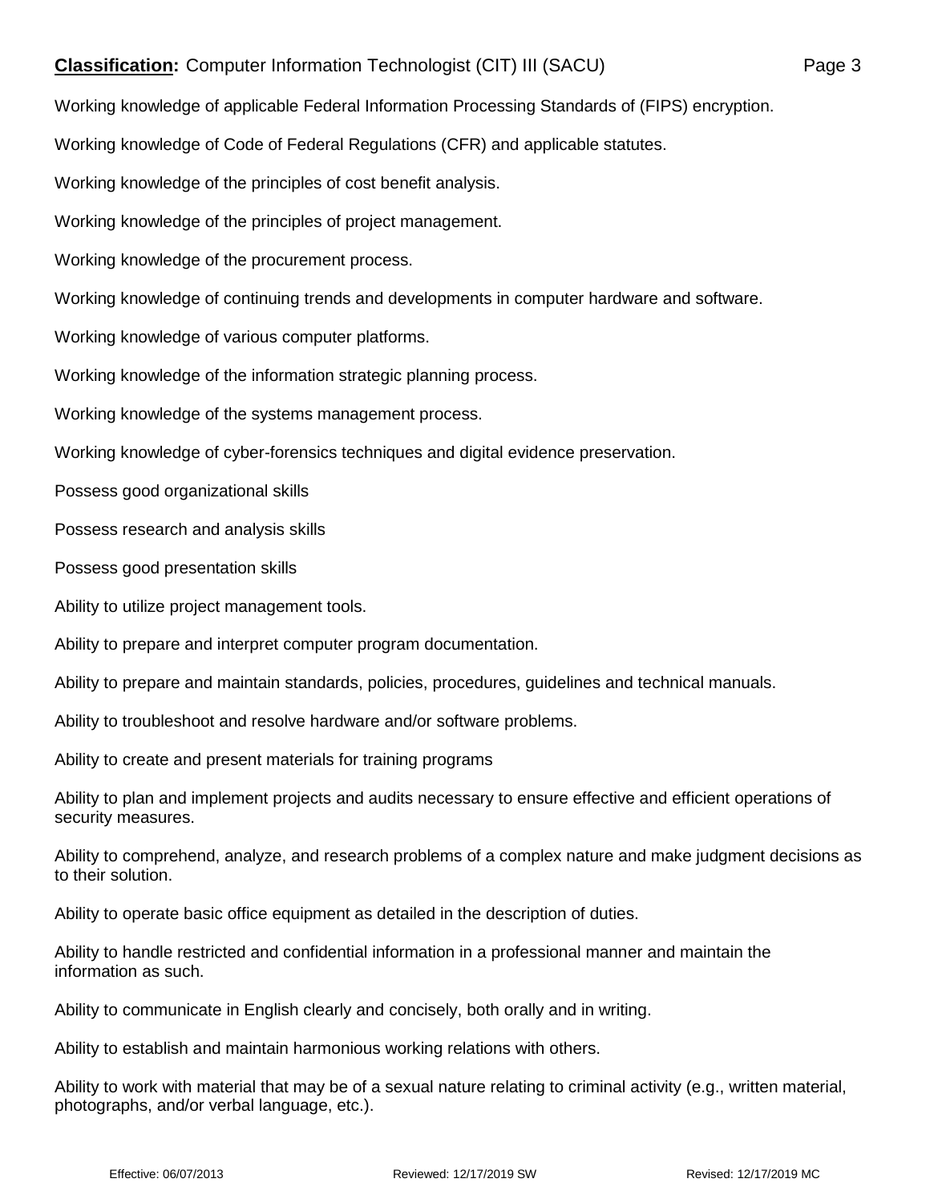Working knowledge of applicable Federal Information Processing Standards of (FIPS) encryption.

Working knowledge of Code of Federal Regulations (CFR) and applicable statutes.

Working knowledge of the principles of cost benefit analysis.

Working knowledge of the principles of project management.

Working knowledge of the procurement process.

Working knowledge of continuing trends and developments in computer hardware and software.

Working knowledge of various computer platforms.

Working knowledge of the information strategic planning process.

Working knowledge of the systems management process.

Working knowledge of cyber-forensics techniques and digital evidence preservation.

Possess good organizational skills

Possess research and analysis skills

Possess good presentation skills

Ability to utilize project management tools.

Ability to prepare and interpret computer program documentation.

Ability to prepare and maintain standards, policies, procedures, guidelines and technical manuals.

Ability to troubleshoot and resolve hardware and/or software problems.

Ability to create and present materials for training programs

Ability to plan and implement projects and audits necessary to ensure effective and efficient operations of security measures.

Ability to comprehend, analyze, and research problems of a complex nature and make judgment decisions as to their solution.

Ability to operate basic office equipment as detailed in the description of duties.

Ability to handle restricted and confidential information in a professional manner and maintain the information as such.

Ability to communicate in English clearly and concisely, both orally and in writing.

Ability to establish and maintain harmonious working relations with others.

Ability to work with material that may be of a sexual nature relating to criminal activity (e.g., written material, photographs, and/or verbal language, etc.).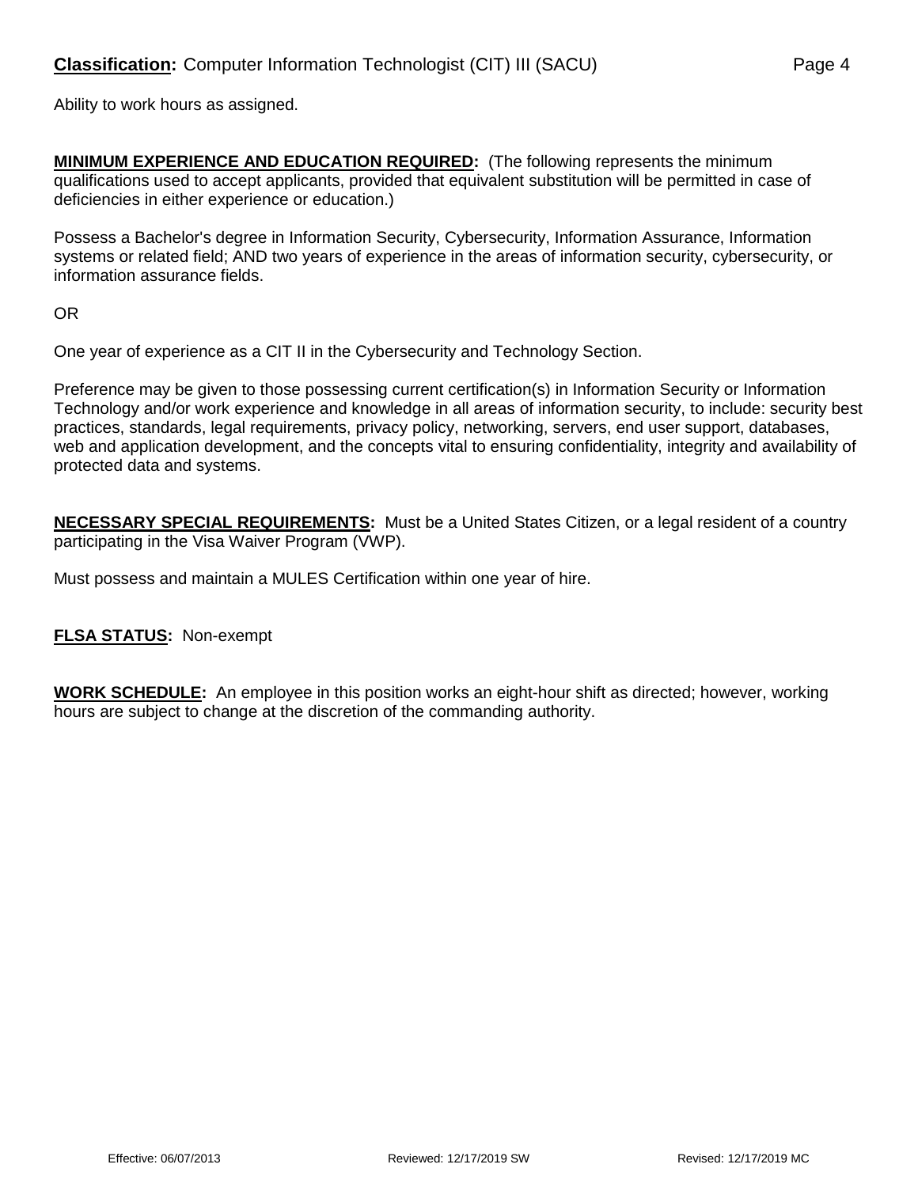Ability to work hours as assigned.

**MINIMUM EXPERIENCE AND EDUCATION REQUIRED:** (The following represents the minimum qualifications used to accept applicants, provided that equivalent substitution will be permitted in case of deficiencies in either experience or education.)

Possess a Bachelor's degree in Information Security, Cybersecurity, Information Assurance, Information systems or related field; AND two years of experience in the areas of information security, cybersecurity, or information assurance fields.

OR

One year of experience as a CIT II in the Cybersecurity and Technology Section.

Preference may be given to those possessing current certification(s) in Information Security or Information Technology and/or work experience and knowledge in all areas of information security, to include: security best practices, standards, legal requirements, privacy policy, networking, servers, end user support, databases, web and application development, and the concepts vital to ensuring confidentiality, integrity and availability of protected data and systems.

**NECESSARY SPECIAL REQUIREMENTS:** Must be a United States Citizen, or a legal resident of a country participating in the Visa Waiver Program (VWP).

Must possess and maintain a MULES Certification within one year of hire.

**FLSA STATUS:** Non-exempt

**WORK SCHEDULE:** An employee in this position works an eight-hour shift as directed; however, working hours are subject to change at the discretion of the commanding authority.

Effective: 06/07/2013 Reviewed: 12/17/2019 SW Revised: 12/17/2019 MC